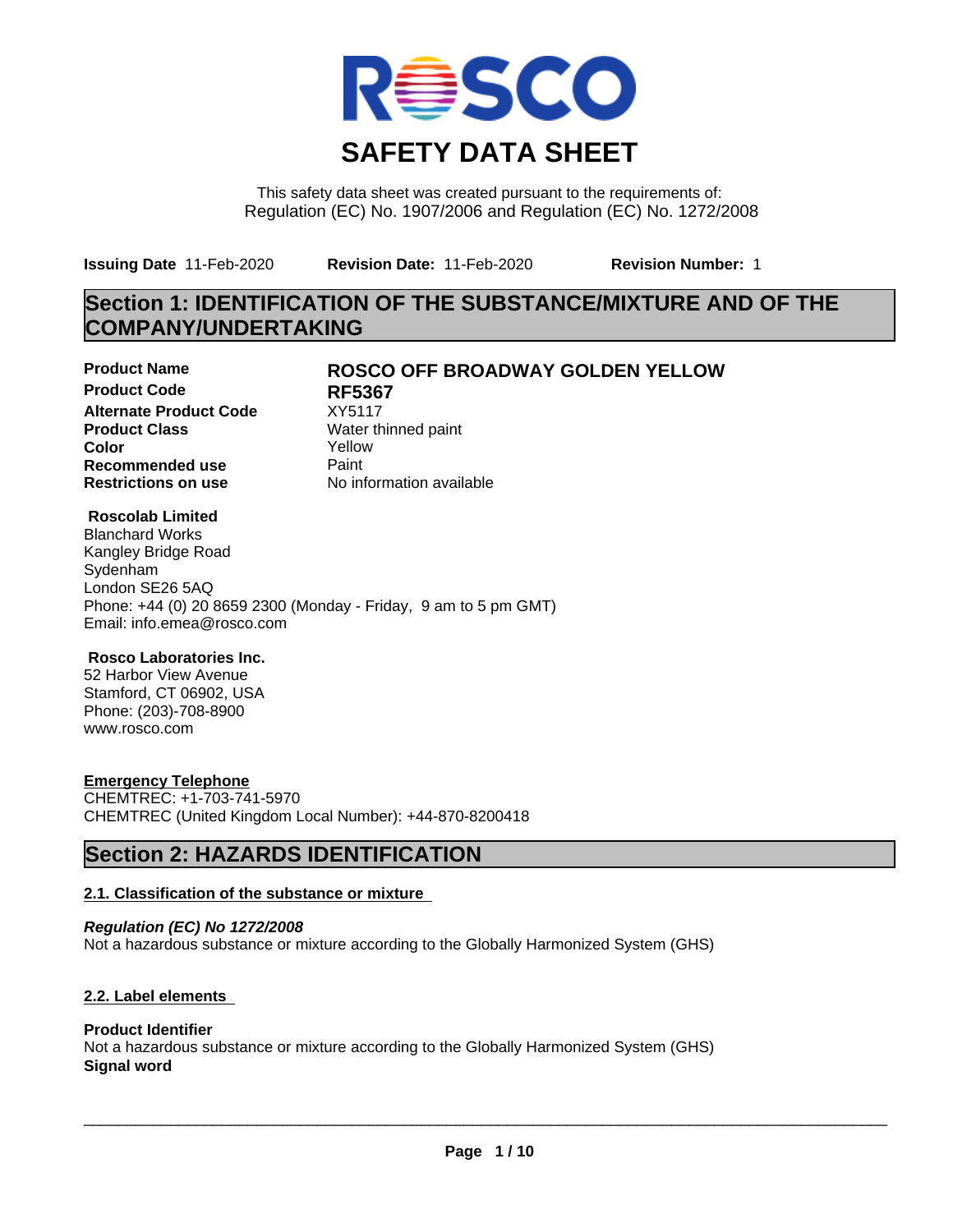# SAFETY DATA SHEET

This safety data sheet was created pursuant to the requirements of:
Regulation (EC) No. 1907/2006 and Regulation (EC) No. 1272/2008

**Issuing Date** 11-Feb-2020 **Revision Date:** 11-Feb-2020 **Revision Number:** 1

## Section 1: IDENTIFICATION OF THE SUBSTANCE/MIXTURE AND OF THE COMPANY/UNDERTAKING

| | |
|---|---|
| **Product Name** | **ROSCO OFF BROADWAY GOLDEN YELLOW** |
| **Product Code** | **RF5367** |
| **Alternate Product Code** | XY5117 |
| **Product Class** | Water thinned paint |
| **Color** | Yellow |
| **Recommended use** | Paint |
| **Restrictions on use** | No information available |

**Roscolab Limited**
Blanchard Works
Kangley Bridge Road
Sydenham
London SE26 5AQ
Phone: +44 (0) 20 8659 2300 (Monday - Friday, 9 am to 5 pm GMT)
Email: info.emea@rosco.com

**Rosco Laboratories Inc.**
52 Harbor View Avenue
Stamford, CT 06902, USA
Phone: (203)-708-8900
www.rosco.com

**Emergency Telephone**
CHEMTREC: +1-703-741-5970
CHEMTREC (United Kingdom Local Number): +44-870-8200418

## Section 2: HAZARDS IDENTIFICATION

### 2.1. Classification of the substance or mixture

***Regulation (EC) No 1272/2008***
Not a hazardous substance or mixture according to the Globally Harmonized System (GHS)

### 2.2. Label elements

**Product Identifier**
Not a hazardous substance or mixture according to the Globally Harmonized System (GHS)
**Signal word**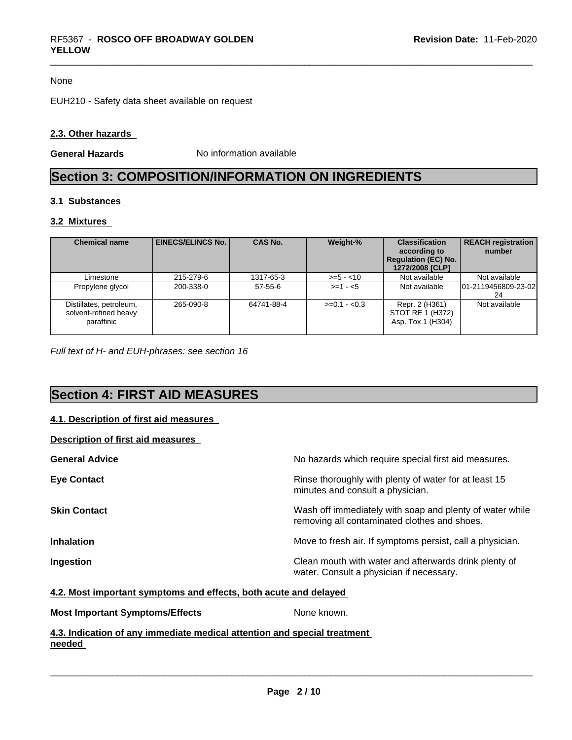None

EUH210 - Safety data sheet available on request

### 2.3. Other hazards

**General Hazards** No information available

# Section 3: COMPOSITION/INFORMATION ON INGREDIENTS

### 3.1 Substances

### 3.2 Mixtures

| Chemical name | EINECS/ELINCS No. | CAS No. | Weight-% | Classification according to Regulation (EC) No. 1272/2008 [CLP] | REACH registration number |
|---|---|---|---|---|---|
| Limestone | 215-279-6 | 1317-65-3 | >=5 - <10 | Not available | Not available |
| Propylene glycol | 200-338-0 | 57-55-6 | >=1 - <5 | Not available | 01-2119456809-23-0224 |
| Distillates, petroleum, solvent-refined heavy paraffinic | 265-090-8 | 64741-88-4 | >=0.1 - <0.3 | Repr. 2 (H361) STOT RE 1 (H372) Asp. Tox 1 (H304) | Not available |

*Full text of H- and EUH-phrases: see section 16*

# Section 4: FIRST AID MEASURES

### 4.1. Description of first aid measures

**Description of first aid measures**

**General Advice** No hazards which require special first aid measures.

**Eye Contact** Rinse thoroughly with plenty of water for at least 15 minutes and consult a physician.

**Skin Contact** Wash off immediately with soap and plenty of water while removing all contaminated clothes and shoes.

**Inhalation** Move to fresh air. If symptoms persist, call a physician.

**Ingestion** Clean mouth with water and afterwards drink plenty of water. Consult a physician if necessary.

### 4.2. Most important symptoms and effects, both acute and delayed

**Most Important Symptoms/Effects** None known.

### 4.3. Indication of any immediate medical attention and special treatment needed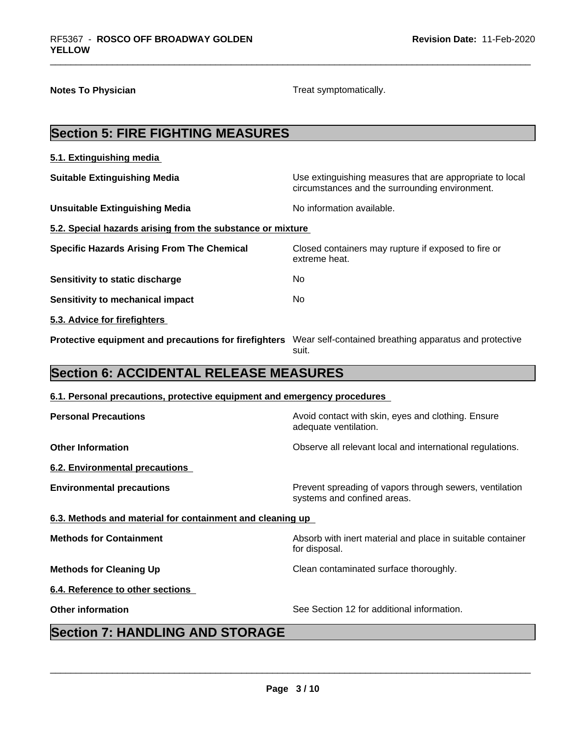**Notes To Physician** Treat symptomatically.

## Section 5: FIRE FIGHTING MEASURES

### 5.1. Extinguishing media

**Suitable Extinguishing Media** Use extinguishing measures that are appropriate to local circumstances and the surrounding environment.

**Unsuitable Extinguishing Media** No information available.

### 5.2. Special hazards arising from the substance or mixture

**Specific Hazards Arising From The Chemical** Closed containers may rupture if exposed to fire or extreme heat.

**Sensitivity to static discharge** No

**Sensitivity to mechanical impact** No

### 5.3. Advice for firefighters

**Protective equipment and precautions for firefighters** Wear self-contained breathing apparatus and protective suit.

## Section 6: ACCIDENTAL RELEASE MEASURES

### 6.1. Personal precautions, protective equipment and emergency procedures

**Personal Precautions** Avoid contact with skin, eyes and clothing. Ensure adequate ventilation.

**Other Information** Observe all relevant local and international regulations.

### 6.2. Environmental precautions

**Environmental precautions** Prevent spreading of vapors through sewers, ventilation systems and confined areas.

### 6.3. Methods and material for containment and cleaning up

**Methods for Containment** Absorb with inert material and place in suitable container for disposal.

**Methods for Cleaning Up** Clean contaminated surface thoroughly.

### 6.4. Reference to other sections

**Other information** See Section 12 for additional information.

## Section 7: HANDLING AND STORAGE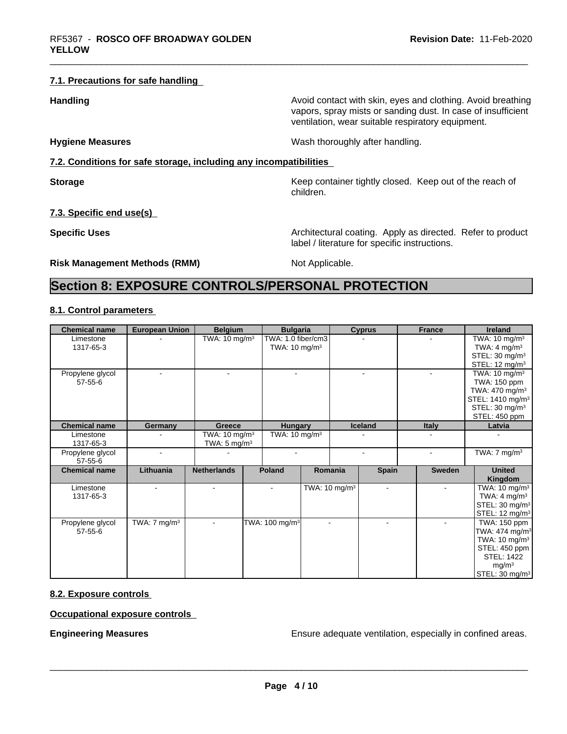### 7.1. Precautions for safe handling

**Handling** — Avoid contact with skin, eyes and clothing. Avoid breathing vapors, spray mists or sanding dust. In case of insufficient ventilation, wear suitable respiratory equipment.

**Hygiene Measures** — Wash thoroughly after handling.

### 7.2. Conditions for safe storage, including any incompatibilities

**Storage** — Keep container tightly closed. Keep out of the reach of children.

### 7.3. Specific end use(s)

**Specific Uses** — Architectural coating. Apply as directed. Refer to product label / literature for specific instructions.

**Risk Management Methods (RMM)** — Not Applicable.

# Section 8: EXPOSURE CONTROLS/PERSONAL PROTECTION

### 8.1. Control parameters

| Chemical name | European Union | Belgium | Bulgaria | Cyprus | France | Ireland |
|---|---|---|---|---|---|---|
| Limestone 1317-65-3 | - | TWA: 10 mg/m³ | TWA: 1.0 fiber/cm3 TWA: 10 mg/m³ | - | - | TWA: 10 mg/m³ TWA: 4 mg/m³ STEL: 30 mg/m³ STEL: 12 mg/m³ |
| Propylene glycol 57-55-6 | - | - | - | - | - | TWA: 10 mg/m³ TWA: 150 ppm TWA: 470 mg/m³ STEL: 1410 mg/m³ STEL: 30 mg/m³ STEL: 450 ppm |

| Chemical name | Germany | Greece | Hungary | Iceland | Italy | Latvia |
|---|---|---|---|---|---|---|
| Limestone 1317-65-3 | - | TWA: 10 mg/m³ TWA: 5 mg/m³ | TWA: 10 mg/m³ | - | - | - |
| Propylene glycol 57-55-6 | - | - | - | - | - | TWA: 7 mg/m³ |

| Chemical name | Lithuania | Netherlands | Poland | Romania | Spain | Sweden | United Kingdom |
|---|---|---|---|---|---|---|---|
| Limestone 1317-65-3 | - | - | - | TWA: 10 mg/m³ | - | - | TWA: 10 mg/m³ TWA: 4 mg/m³ STEL: 30 mg/m³ STEL: 12 mg/m³ |
| Propylene glycol 57-55-6 | TWA: 7 mg/m³ | - | TWA: 100 mg/m³ | - | - | - | TWA: 150 ppm TWA: 474 mg/m³ TWA: 10 mg/m³ STEL: 450 ppm STEL: 1422 mg/m³ STEL: 30 mg/m³ |

### 8.2. Exposure controls

**Occupational exposure controls**

**Engineering Measures** — Ensure adequate ventilation, especially in confined areas.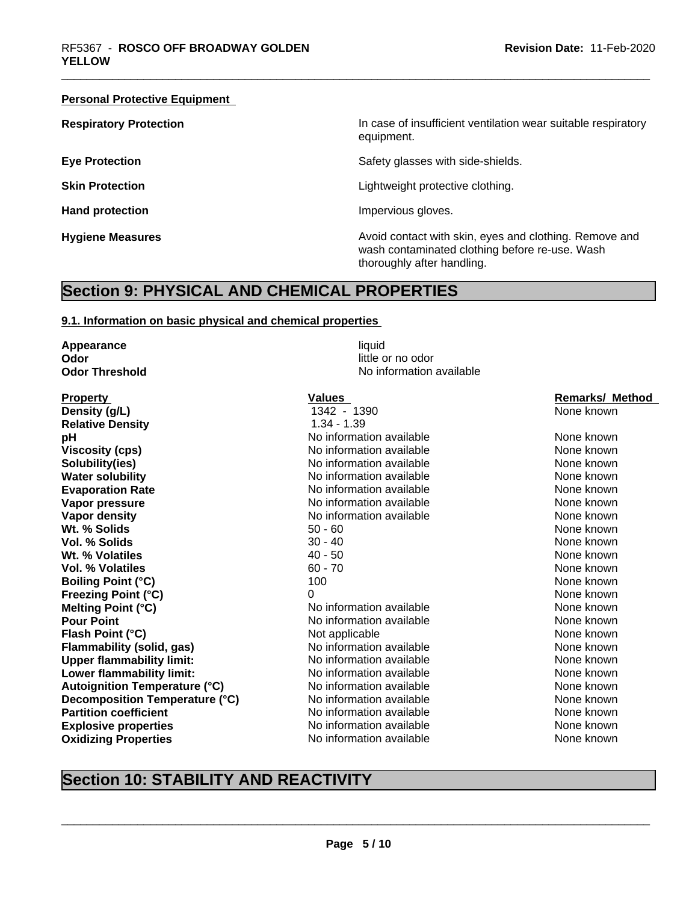**Personal Protective Equipment**

| | |
|---|---|
| **Respiratory Protection** | In case of insufficient ventilation wear suitable respiratory equipment. |
| **Eye Protection** | Safety glasses with side-shields. |
| **Skin Protection** | Lightweight protective clothing. |
| **Hand protection** | Impervious gloves. |
| **Hygiene Measures** | Avoid contact with skin, eyes and clothing. Remove and wash contaminated clothing before re-use. Wash thoroughly after handling. |

# Section 9: PHYSICAL AND CHEMICAL PROPERTIES

## 9.1. Information on basic physical and chemical properties

| | |
|---|---|
| **Appearance** | liquid |
| **Odor** | little or no odor |
| **Odor Threshold** | No information available |

| Property | Values | Remarks/ Method |
|---|---|---|
| **Density (g/L)** | 1342 - 1390 | None known |
| **Relative Density** | 1.34 - 1.39 | |
| **pH** | No information available | None known |
| **Viscosity (cps)** | No information available | None known |
| **Solubility(ies)** | No information available | None known |
| **Water solubility** | No information available | None known |
| **Evaporation Rate** | No information available | None known |
| **Vapor pressure** | No information available | None known |
| **Vapor density** | No information available | None known |
| **Wt. % Solids** | 50 - 60 | None known |
| **Vol. % Solids** | 30 - 40 | None known |
| **Wt. % Volatiles** | 40 - 50 | None known |
| **Vol. % Volatiles** | 60 - 70 | None known |
| **Boiling Point (°C)** | 100 | None known |
| **Freezing Point (°C)** | 0 | None known |
| **Melting Point (°C)** | No information available | None known |
| **Pour Point** | No information available | None known |
| **Flash Point (°C)** | Not applicable | None known |
| **Flammability (solid, gas)** | No information available | None known |
| **Upper flammability limit:** | No information available | None known |
| **Lower flammability limit:** | No information available | None known |
| **Autoignition Temperature (°C)** | No information available | None known |
| **Decomposition Temperature (°C)** | No information available | None known |
| **Partition coefficient** | No information available | None known |
| **Explosive properties** | No information available | None known |
| **Oxidizing Properties** | No information available | None known |

# Section 10: STABILITY AND REACTIVITY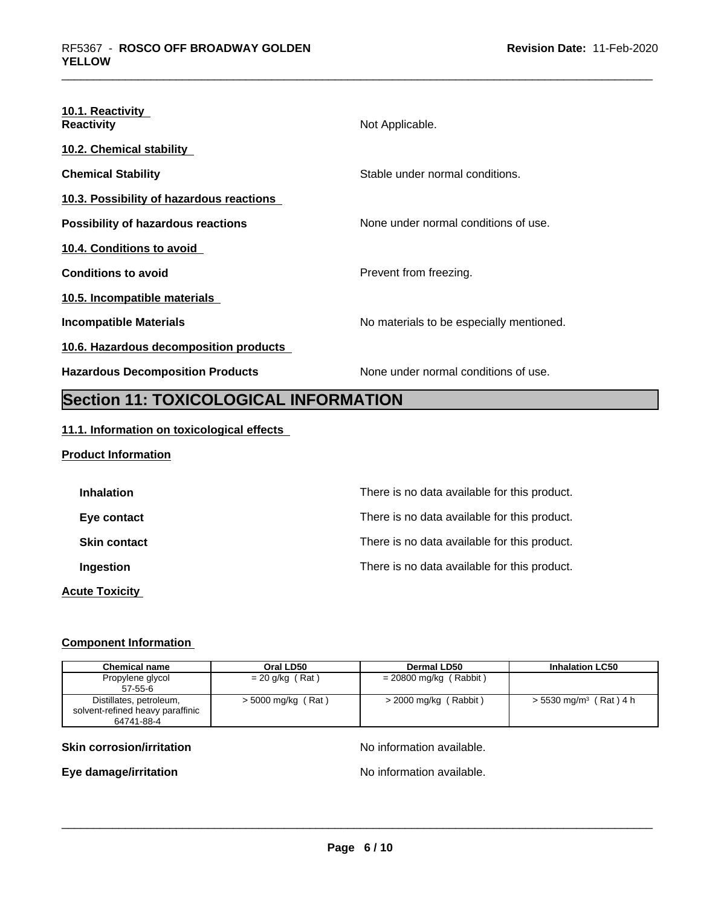**10.1. Reactivity**

**Reactivity** Not Applicable.

**10.2. Chemical stability**

**Chemical Stability** Stable under normal conditions.

**10.3. Possibility of hazardous reactions**

**Possibility of hazardous reactions** None under normal conditions of use.

**10.4. Conditions to avoid**

**Conditions to avoid** Prevent from freezing.

**10.5. Incompatible materials**

**Incompatible Materials** No materials to be especially mentioned.

**10.6. Hazardous decomposition products**

**Hazardous Decomposition Products** None under normal conditions of use.

## Section 11: TOXICOLOGICAL INFORMATION

**11.1. Information on toxicological effects**

**Product Information**

**Inhalation** There is no data available for this product.

**Eye contact** There is no data available for this product.

**Skin contact** There is no data available for this product.

**Ingestion** There is no data available for this product.

**Acute Toxicity**

**Component Information**

| Chemical name | Oral LD50 | Dermal LD50 | Inhalation LC50 |
|---|---|---|---|
| Propylene glycol 57-55-6 | = 20 g/kg ( Rat ) | = 20800 mg/kg ( Rabbit ) | |
| Distillates, petroleum, solvent-refined heavy paraffinic 64741-88-4 | > 5000 mg/kg ( Rat ) | > 2000 mg/kg ( Rabbit ) | > 5530 mg/m$^3$ ( Rat ) 4 h |

**Skin corrosion/irritation** No information available.

**Eye damage/irritation** No information available.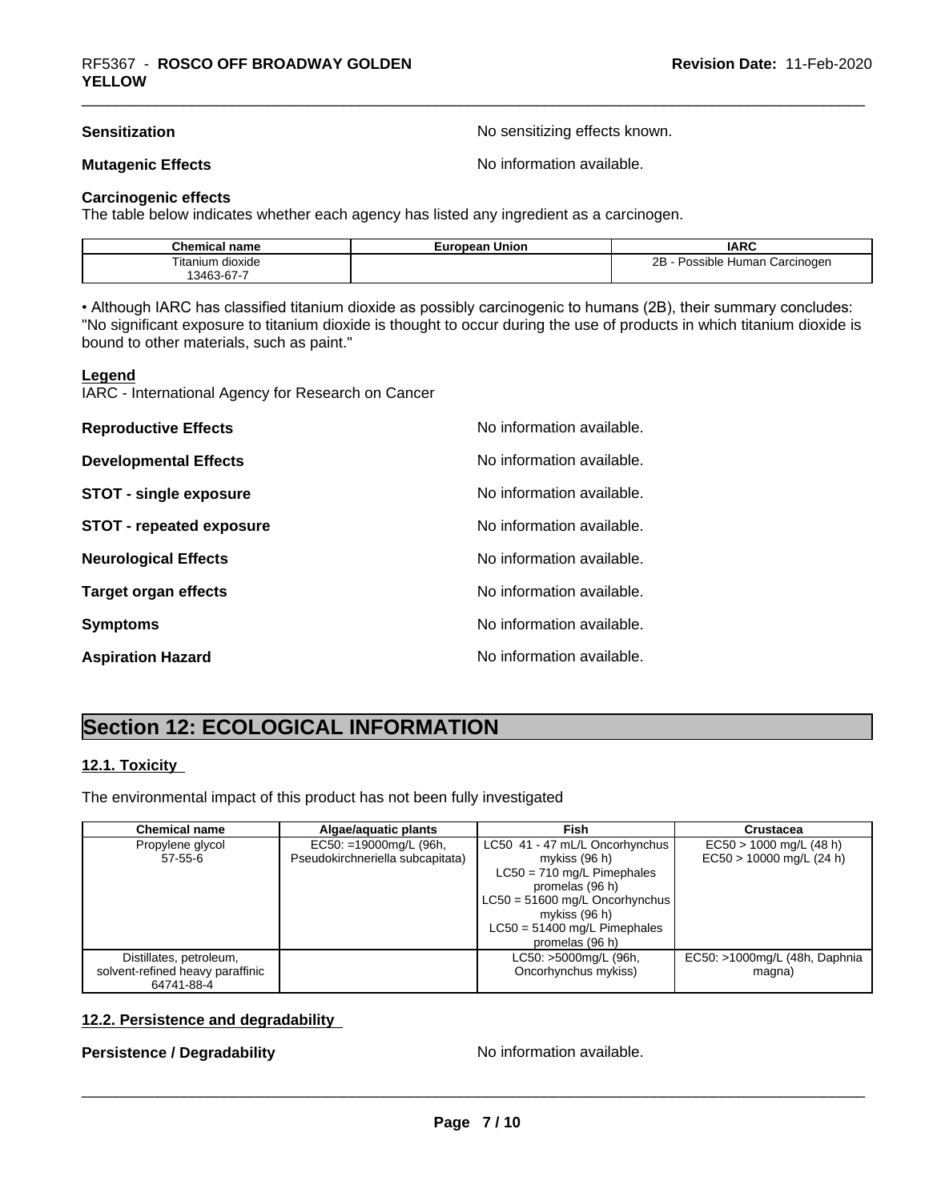**Sensitization** No sensitizing effects known.

**Mutagenic Effects** No information available.

**Carcinogenic effects**

The table below indicates whether each agency has listed any ingredient as a carcinogen.

| Chemical name | European Union | IARC |
| --- | --- | --- |
| Titanium dioxide<br>13463-67-7 | | 2B - Possible Human Carcinogen |

• Although IARC has classified titanium dioxide as possibly carcinogenic to humans (2B), their summary concludes: "No significant exposure to titanium dioxide is thought to occur during the use of products in which titanium dioxide is bound to other materials, such as paint."

**Legend**

IARC - International Agency for Research on Cancer

**Reproductive Effects** No information available.

**Developmental Effects** No information available.

**STOT - single exposure** No information available.

**STOT - repeated exposure** No information available.

**Neurological Effects** No information available.

**Target organ effects** No information available.

**Symptoms** No information available.

**Aspiration Hazard** No information available.

## Section 12: ECOLOGICAL INFORMATION

### 12.1. Toxicity

The environmental impact of this product has not been fully investigated

| Chemical name | Algae/aquatic plants | Fish | Crustacea |
| --- | --- | --- | --- |
| Propylene glycol<br>57-55-6 | EC50: =19000mg/L (96h, Pseudokirchneriella subcapitata) | LC50 41 - 47 mL/L Oncorhynchus mykiss (96 h)<br>LC50 = 710 mg/L Pimephales promelas (96 h)<br>LC50 = 51600 mg/L Oncorhynchus mykiss (96 h)<br>LC50 = 51400 mg/L Pimephales promelas (96 h) | EC50 > 1000 mg/L (48 h)<br>EC50 > 10000 mg/L (24 h) |
| Distillates, petroleum, solvent-refined heavy paraffinic<br>64741-88-4 | | LC50: >5000mg/L (96h, Oncorhynchus mykiss) | EC50: >1000mg/L (48h, Daphnia magna) |

### 12.2. Persistence and degradability

**Persistence / Degradability** No information available.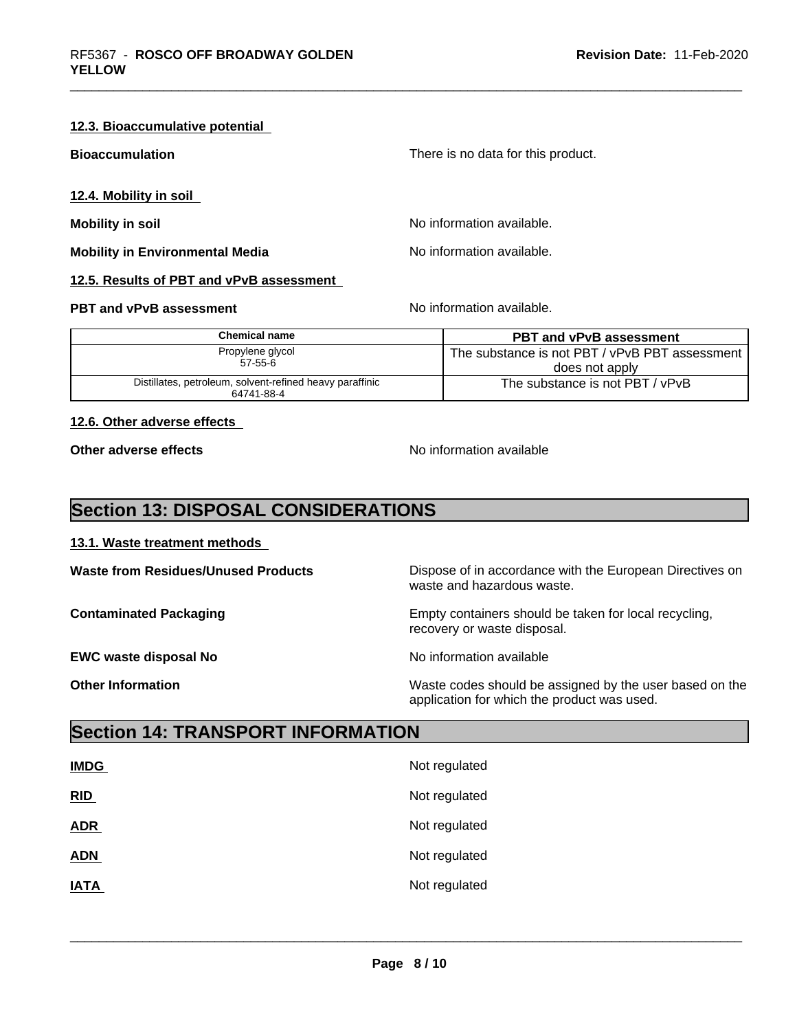### 12.3. Bioaccumulative potential

**Bioaccumulation** There is no data for this product.

### 12.4. Mobility in soil

**Mobility in soil** No information available.

**Mobility in Environmental Media** No information available.

### 12.5. Results of PBT and vPvB assessment

**PBT and vPvB assessment** No information available.

| Chemical name | PBT and vPvB assessment |
|---|---|
| Propylene glycol<br>57-55-6 | The substance is not PBT / vPvB PBT assessment does not apply |
| Distillates, petroleum, solvent-refined heavy paraffinic<br>64741-88-4 | The substance is not PBT / vPvB |

### 12.6. Other adverse effects

**Other adverse effects** No information available

## Section 13: DISPOSAL CONSIDERATIONS

### 13.1. Waste treatment methods

**Waste from Residues/Unused Products** Dispose of in accordance with the European Directives on waste and hazardous waste.

**Contaminated Packaging** Empty containers should be taken for local recycling, recovery or waste disposal.

**EWC waste disposal No** No information available

**Other Information** Waste codes should be assigned by the user based on the application for which the product was used.

## Section 14: TRANSPORT INFORMATION

**IMDG** Not regulated

**RID** Not regulated

**ADR** Not regulated

**ADN** Not regulated

**IATA** Not regulated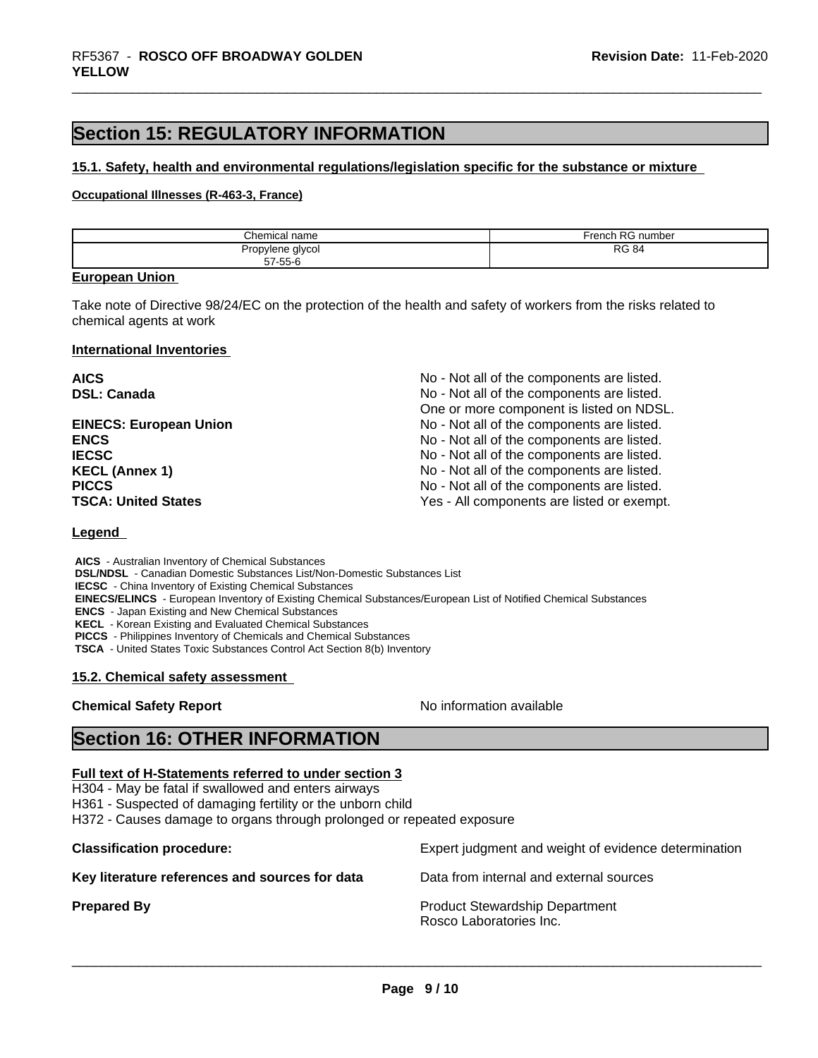# Section 15: REGULATORY INFORMATION

### 15.1. Safety, health and environmental regulations/legislation specific for the substance or mixture

**Occupational Illnesses (R-463-3, France)**

| Chemical name | French RG number |
|---|---|
| Propylene glycol<br>57-55-6 | RG 84 |

**European Union**

Take note of Directive 98/24/EC on the protection of the health and safety of workers from the risks related to chemical agents at work

**International Inventories**

| | |
|---|---|
| **AICS** | No - Not all of the components are listed. |
| **DSL: Canada** | No - Not all of the components are listed.<br>One or more component is listed on NDSL. |
| **EINECS: European Union** | No - Not all of the components are listed. |
| **ENCS** | No - Not all of the components are listed. |
| **IECSC** | No - Not all of the components are listed. |
| **KECL (Annex 1)** | No - Not all of the components are listed. |
| **PICCS** | No - Not all of the components are listed. |
| **TSCA: United States** | Yes - All components are listed or exempt. |

**Legend**

**AICS** - Australian Inventory of Chemical Substances
**DSL/NDSL** - Canadian Domestic Substances List/Non-Domestic Substances List
**IECSC** - China Inventory of Existing Chemical Substances
**EINECS/ELINCS** - European Inventory of Existing Chemical Substances/European List of Notified Chemical Substances
**ENCS** - Japan Existing and New Chemical Substances
**KECL** - Korean Existing and Evaluated Chemical Substances
**PICCS** - Philippines Inventory of Chemicals and Chemical Substances
**TSCA** - United States Toxic Substances Control Act Section 8(b) Inventory

### 15.2. Chemical safety assessment

**Chemical Safety Report** No information available

# Section 16: OTHER INFORMATION

**Full text of H-Statements referred to under section 3**

H304 - May be fatal if swallowed and enters airways
H361 - Suspected of damaging fertility or the unborn child
H372 - Causes damage to organs through prolonged or repeated exposure

| | |
|---|---|
| **Classification procedure:** | Expert judgment and weight of evidence determination |
| **Key literature references and sources for data** | Data from internal and external sources |
| **Prepared By** | Product Stewardship Department<br>Rosco Laboratories Inc. |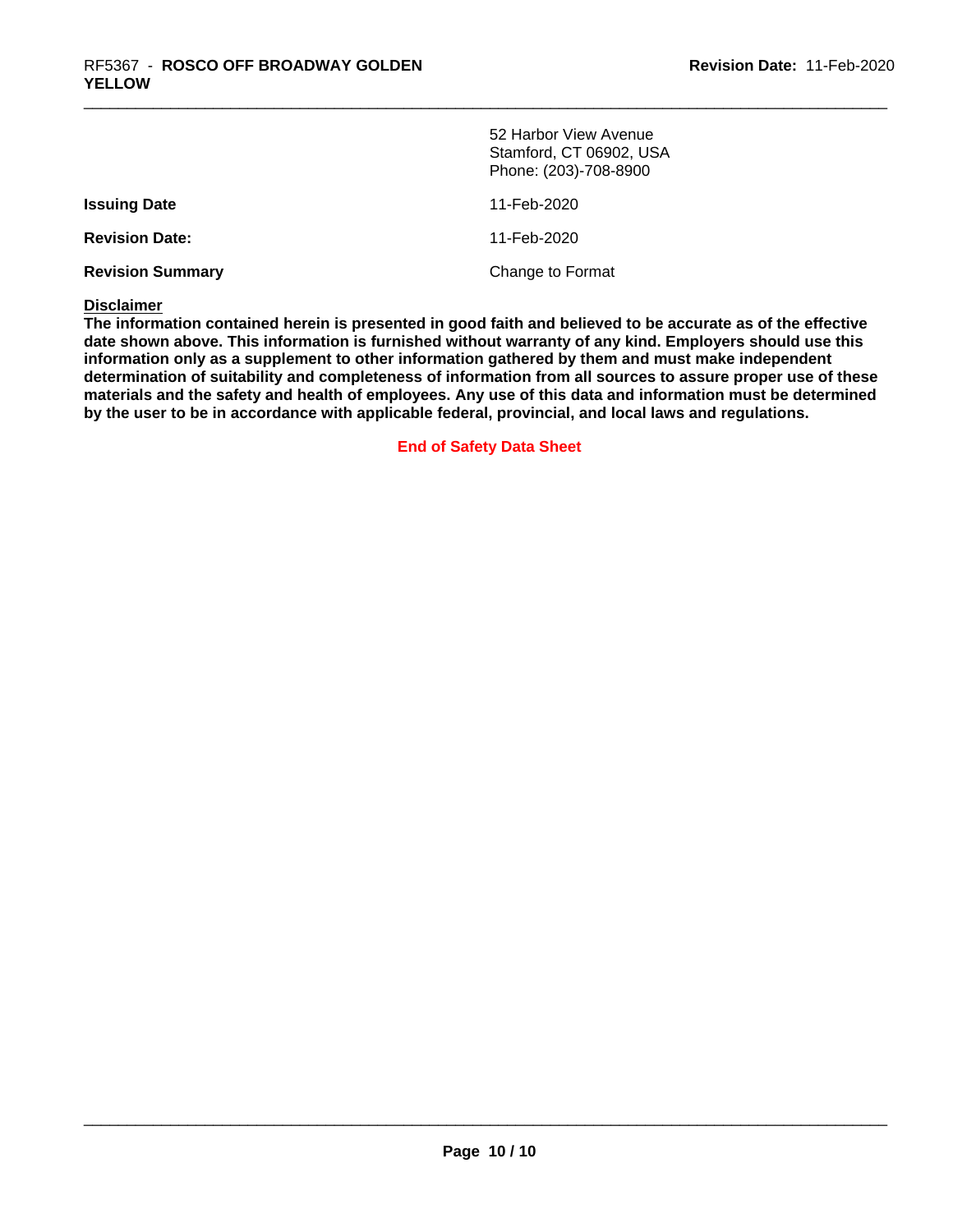52 Harbor View Avenue
Stamford, CT 06902, USA
Phone: (203)-708-8900

| | |
|---|---|
| **Issuing Date** | 11-Feb-2020 |
| **Revision Date:** | 11-Feb-2020 |
| **Revision Summary** | Change to Format |

**Disclaimer**

**The information contained herein is presented in good faith and believed to be accurate as of the effective date shown above. This information is furnished without warranty of any kind. Employers should use this information only as a supplement to other information gathered by them and must make independent determination of suitability and completeness of information from all sources to assure proper use of these materials and the safety and health of employees. Any use of this data and information must be determined by the user to be in accordance with applicable federal, provincial, and local laws and regulations.**

**End of Safety Data Sheet**